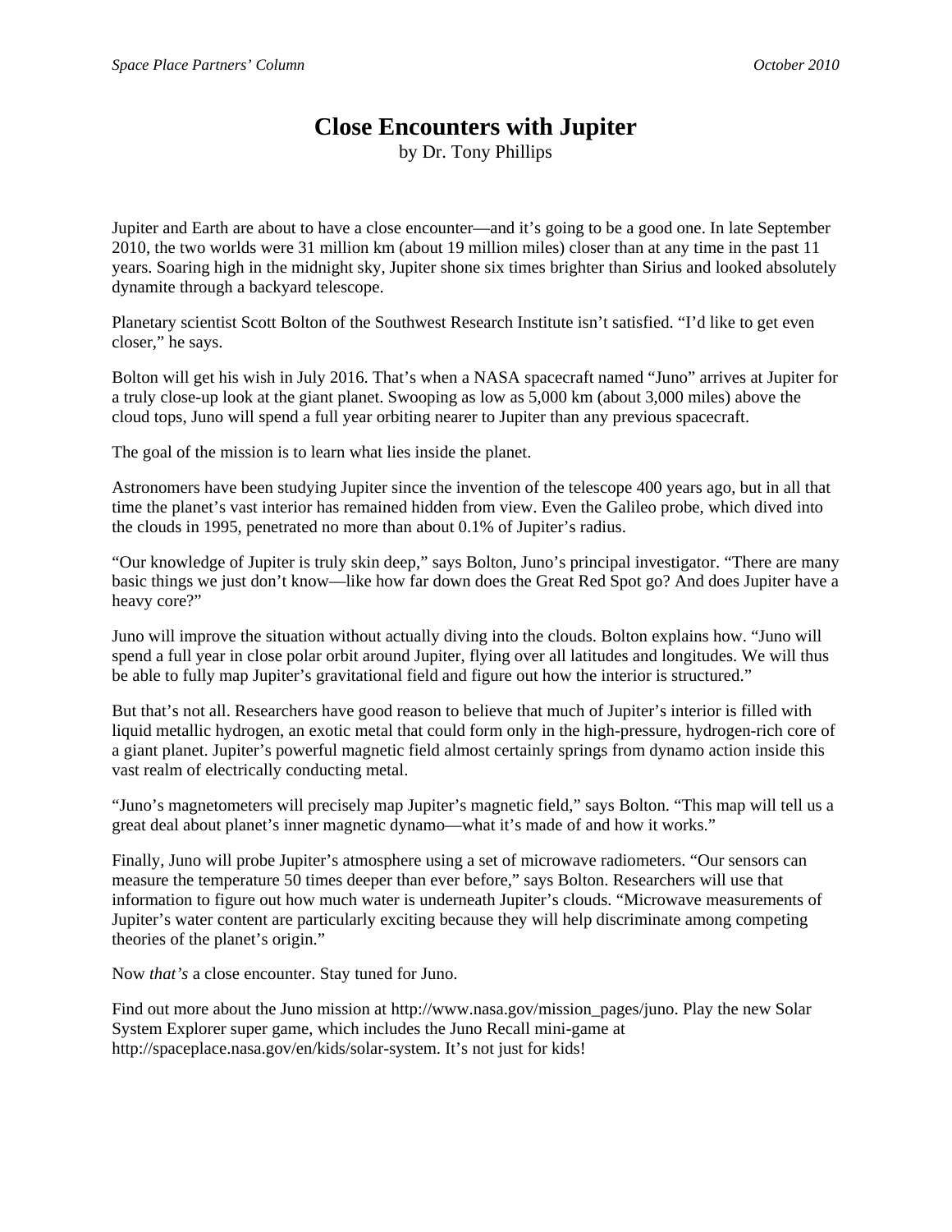# Close Encounters with Jupiter

by Dr. Tony Phillips

Jupiter and Earth are about to have a close encounter—and it's going to be a good one. In late September 2010, the two worlds were 31 million km (about 19 million miles) closer than at any time in the past 11 years. Soaring high in the midnight sky, Jupiter shone six times brighter than Sirius and looked absolutely dynamite through a backyard telescope.

Planetary scientist Scott Bolton of the Southwest Research Institute isn't satisfied. "I'd like to get even closer," he says.

Bolton will get his wish in July 2016. That's when a NASA spacecraft named "Juno" arrives at Jupiter for a truly close-up look at the giant planet. Swooping as low as 5,000 km (about 3,000 miles) above the cloud tops, Juno will spend a full year orbiting nearer to Jupiter than any previous spacecraft.

The goal of the mission is to learn what lies inside the planet.

Astronomers have been studying Jupiter since the invention of the telescope 400 years ago, but in all that time the planet's vast interior has remained hidden from view. Even the Galileo probe, which dived into the clouds in 1995, penetrated no more than about 0.1% of Jupiter's radius.

"Our knowledge of Jupiter is truly skin deep," says Bolton, Juno's principal investigator. "There are many basic things we just don't know—like how far down does the Great Red Spot go? And does Jupiter have a heavy core?"

Juno will improve the situation without actually diving into the clouds. Bolton explains how. "Juno will spend a full year in close polar orbit around Jupiter, flying over all latitudes and longitudes. We will thus be able to fully map Jupiter's gravitational field and figure out how the interior is structured."

But that's not all. Researchers have good reason to believe that much of Jupiter's interior is filled with liquid metallic hydrogen, an exotic metal that could form only in the high-pressure, hydrogen-rich core of a giant planet. Jupiter's powerful magnetic field almost certainly springs from dynamo action inside this vast realm of electrically conducting metal.

"Juno's magnetometers will precisely map Jupiter's magnetic field," says Bolton. "This map will tell us a great deal about planet's inner magnetic dynamo—what it's made of and how it works."

Finally, Juno will probe Jupiter's atmosphere using a set of microwave radiometers. "Our sensors can measure the temperature 50 times deeper than ever before," says Bolton. Researchers will use that information to figure out how much water is underneath Jupiter's clouds. "Microwave measurements of Jupiter's water content are particularly exciting because they will help discriminate among competing theories of the planet's origin."

Now *that's* a close encounter. Stay tuned for Juno.

Find out more about the Juno mission at http://www.nasa.gov/mission_pages/juno. Play the new Solar System Explorer super game, which includes the Juno Recall mini-game at http://spaceplace.nasa.gov/en/kids/solar-system. It's not just for kids!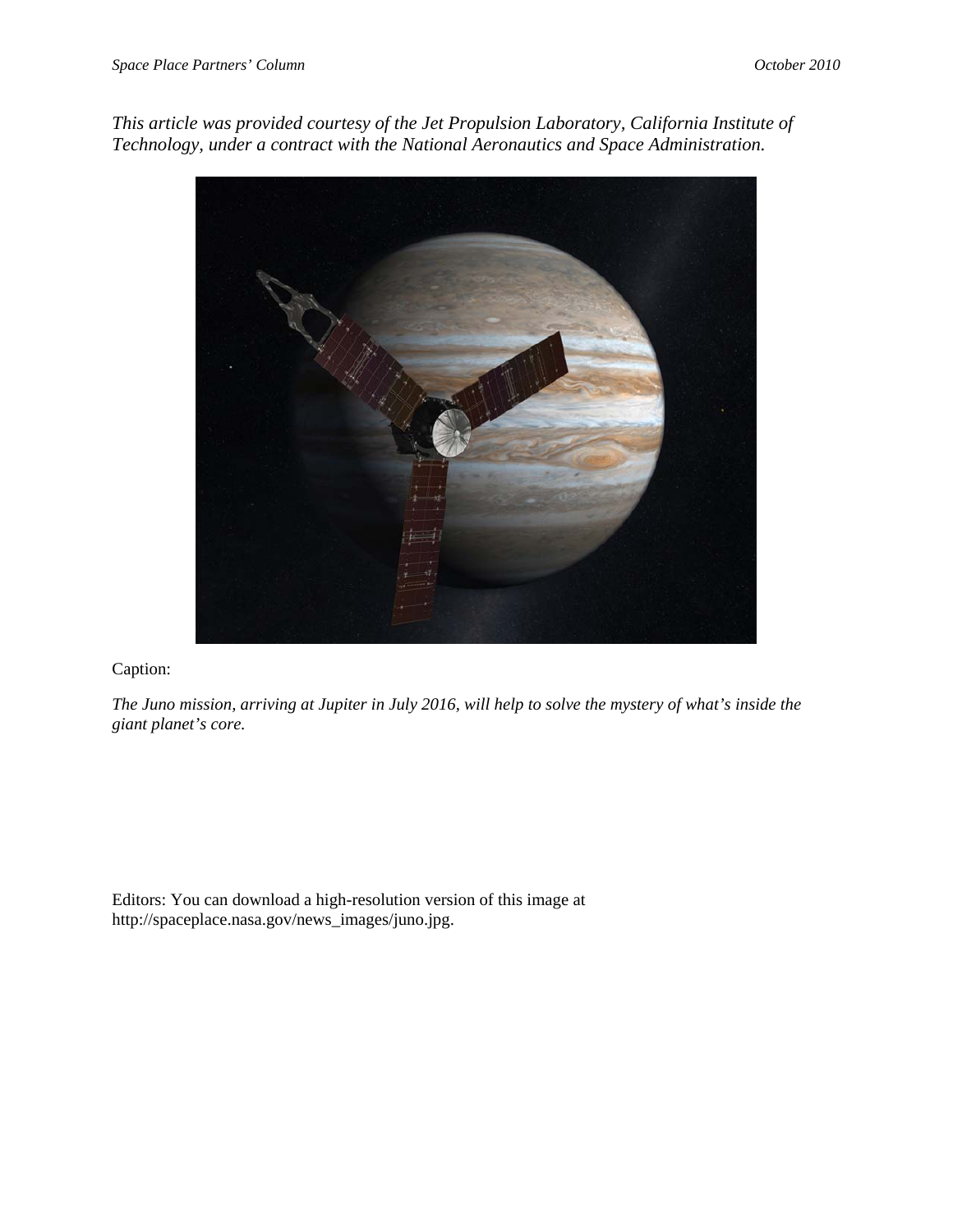*This article was provided courtesy of the Jet Propulsion Laboratory, California Institute of Technology, under a contract with the National Aeronautics and Space Administration.*

Caption:

*The Juno mission, arriving at Jupiter in July 2016, will help to solve the mystery of what's inside the giant planet's core.*

Editors: You can download a high-resolution version of this image at http://spaceplace.nasa.gov/news_images/juno.jpg.